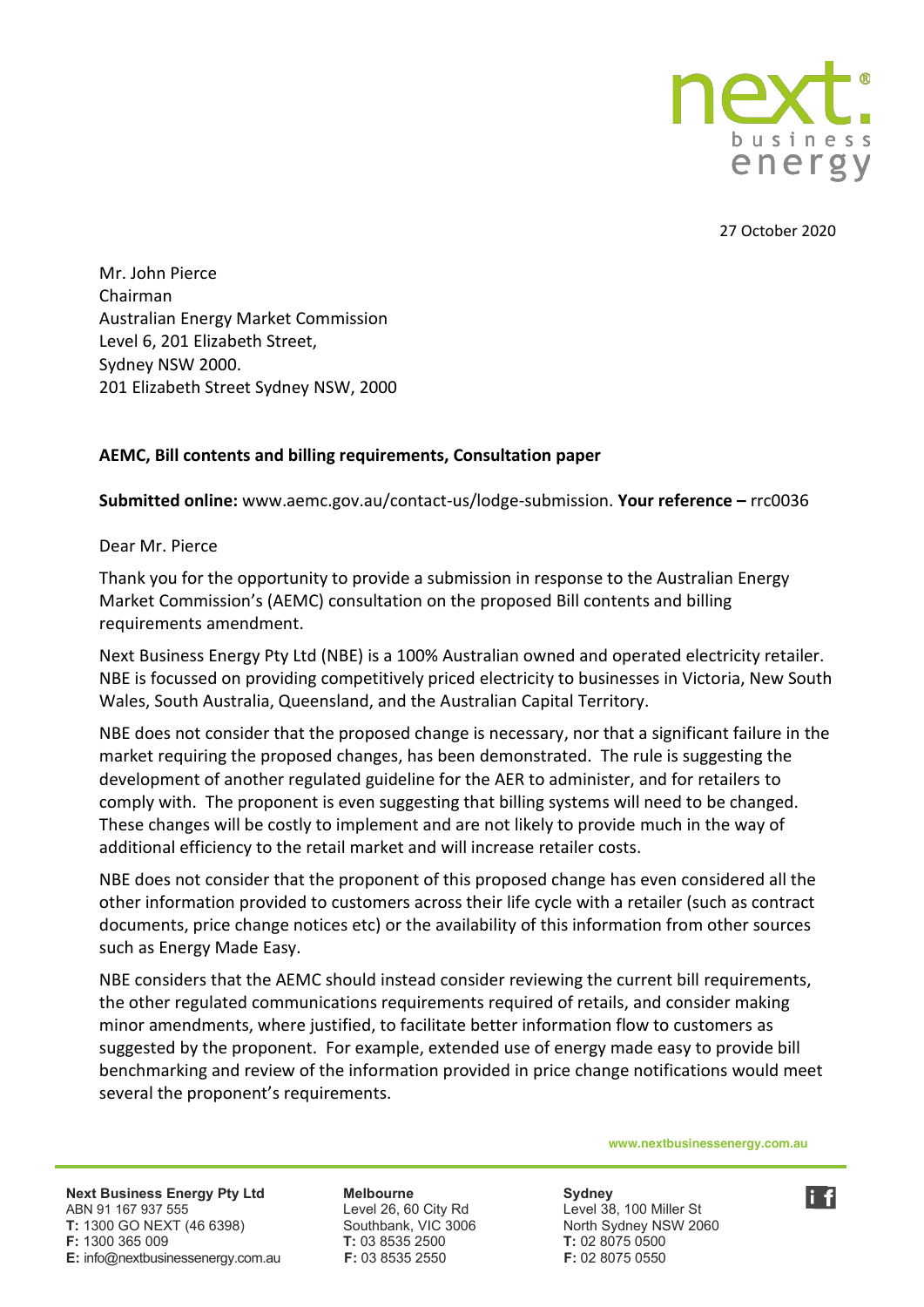27 October 2020

Mr. John Pierce
Chairman
Australian Energy Market Commission
Level 6, 201 Elizabeth Street,
Sydney NSW 2000.
201 Elizabeth Street Sydney NSW, 2000

**AEMC, Bill contents and billing requirements, Consultation paper**

**Submitted online:** www.aemc.gov.au/contact-us/lodge-submission. **Your reference –** rrc0036

Dear Mr. Pierce

Thank you for the opportunity to provide a submission in response to the Australian Energy Market Commission's (AEMC) consultation on the proposed Bill contents and billing requirements amendment.

Next Business Energy Pty Ltd (NBE) is a 100% Australian owned and operated electricity retailer. NBE is focussed on providing competitively priced electricity to businesses in Victoria, New South Wales, South Australia, Queensland, and the Australian Capital Territory.

NBE does not consider that the proposed change is necessary, nor that a significant failure in the market requiring the proposed changes, has been demonstrated. The rule is suggesting the development of another regulated guideline for the AER to administer, and for retailers to comply with. The proponent is even suggesting that billing systems will need to be changed. These changes will be costly to implement and are not likely to provide much in the way of additional efficiency to the retail market and will increase retailer costs.

NBE does not consider that the proponent of this proposed change has even considered all the other information provided to customers across their life cycle with a retailer (such as contract documents, price change notices etc) or the availability of this information from other sources such as Energy Made Easy.

NBE considers that the AEMC should instead consider reviewing the current bill requirements, the other regulated communications requirements required of retails, and consider making minor amendments, where justified, to facilitate better information flow to customers as suggested by the proponent. For example, extended use of energy made easy to provide bill benchmarking and review of the information provided in price change notifications would meet several the proponent's requirements.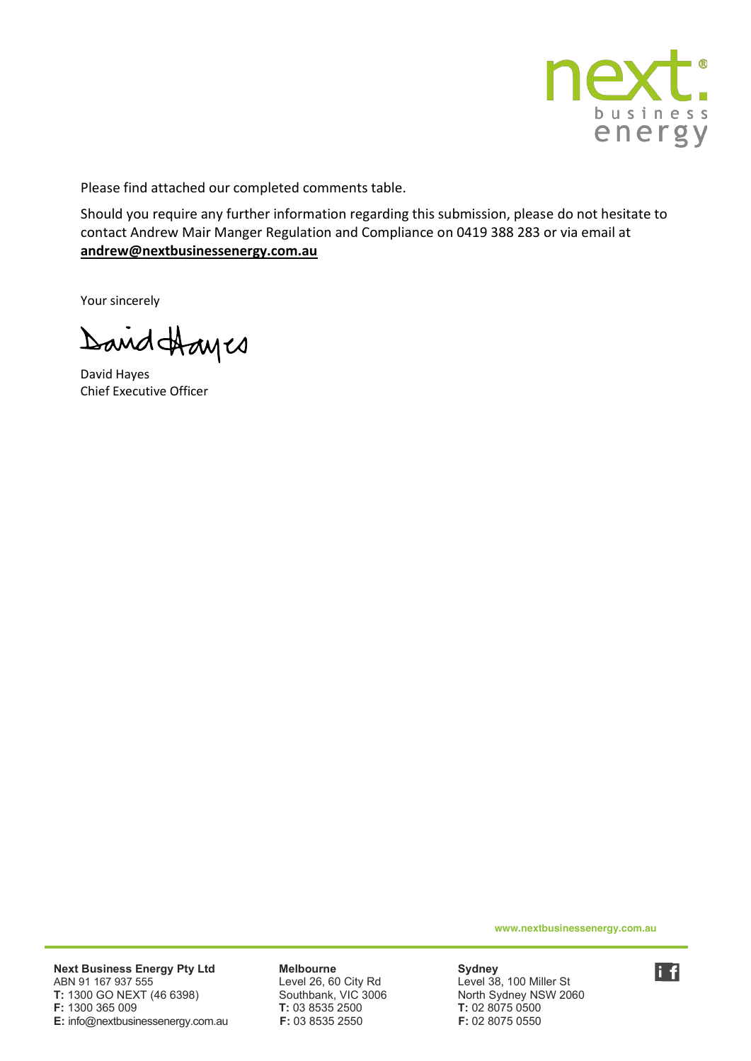Please find attached our completed comments table.

Should you require any further information regarding this submission, please do not hesitate to contact Andrew Mair Manger Regulation and Compliance on 0419 388 283 or via email at **andrew@nextbusinessenergy.com.au**

Your sincerely

David Hayes
Chief Executive Officer

www.nextbusinessenergy.com.au

**Next Business Energy Pty Ltd**
ABN 91 167 937 555
**T:** 1300 GO NEXT (46 6398)
**F:** 1300 365 009
**E:** info@nextbusinessenergy.com.au

**Melbourne**
Level 26, 60 City Rd
Southbank, VIC 3006
**T:** 03 8535 2500
**F:** 03 8535 2550

**Sydney**
Level 38, 100 Miller St
North Sydney NSW 2060
**T:** 02 8075 0500
**F:** 02 8075 0550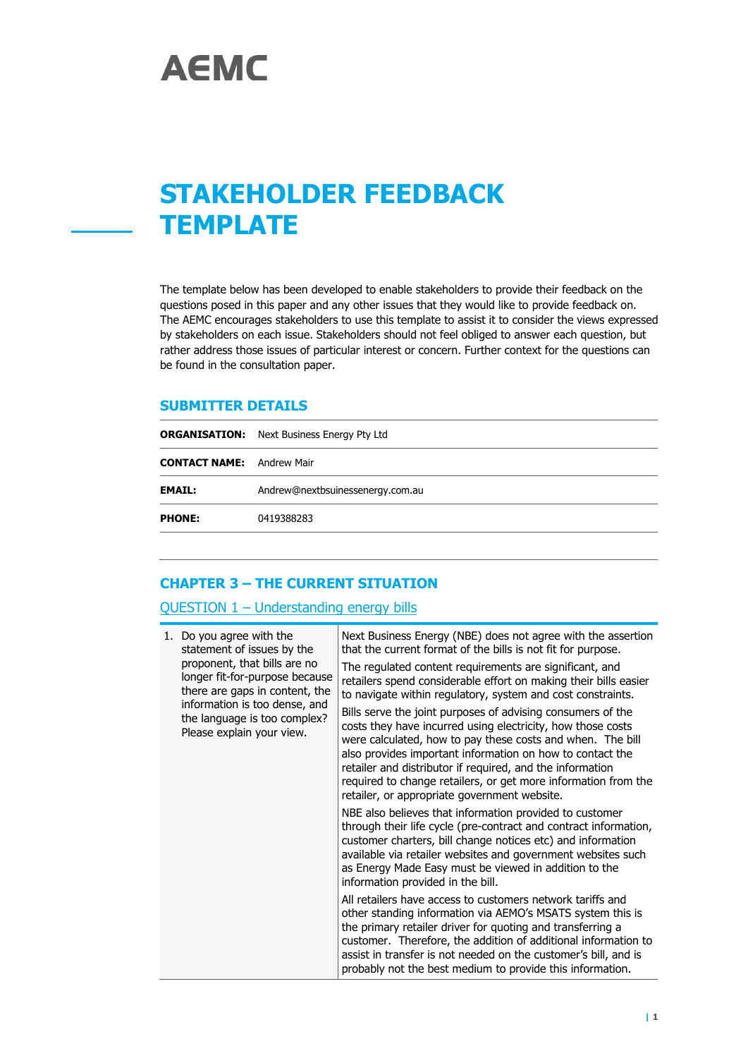AEMC

# STAKEHOLDER FEEDBACK TEMPLATE

The template below has been developed to enable stakeholders to provide their feedback on the questions posed in this paper and any other issues that they would like to provide feedback on. The AEMC encourages stakeholders to use this template to assist it to consider the views expressed by stakeholders on each issue. Stakeholders should not feel obliged to answer each question, but rather address those issues of particular interest or concern. Further context for the questions can be found in the consultation paper.

## SUBMITTER DETAILS

| | |
|---|---|
| **ORGANISATION:** | Next Business Energy Pty Ltd |
| **CONTACT NAME:** | Andrew Mair |
| **EMAIL:** | Andrew@nextbsuinessenergy.com.au |
| **PHONE:** | 0419388283 |

## CHAPTER 3 – THE CURRENT SITUATION

### QUESTION 1 – Understanding energy bills

| | |
|---|---|
| 1. Do you agree with the statement of issues by the proponent, that bills are no longer fit-for-purpose because there are gaps in content, the information is too dense, and the language is too complex? Please explain your view. | Next Business Energy (NBE) does not agree with the assertion that the current format of the bills is not fit for purpose.<br><br>The regulated content requirements are significant, and retailers spend considerable effort on making their bills easier to navigate within regulatory, system and cost constraints.<br><br>Bills serve the joint purposes of advising consumers of the costs they have incurred using electricity, how those costs were calculated, how to pay these costs and when. The bill also provides important information on how to contact the retailer and distributor if required, and the information required to change retailers, or get more information from the retailer, or appropriate government website.<br><br>NBE also believes that information provided to customer through their life cycle (pre-contract and contract information, customer charters, bill change notices etc) and information available via retailer websites and government websites such as Energy Made Easy must be viewed in addition to the information provided in the bill.<br><br>All retailers have access to customers network tariffs and other standing information via AEMO's MSATS system this is the primary retailer driver for quoting and transferring a customer. Therefore, the addition of additional information to assist in transfer is not needed on the customer's bill, and is probably not the best medium to provide this information. |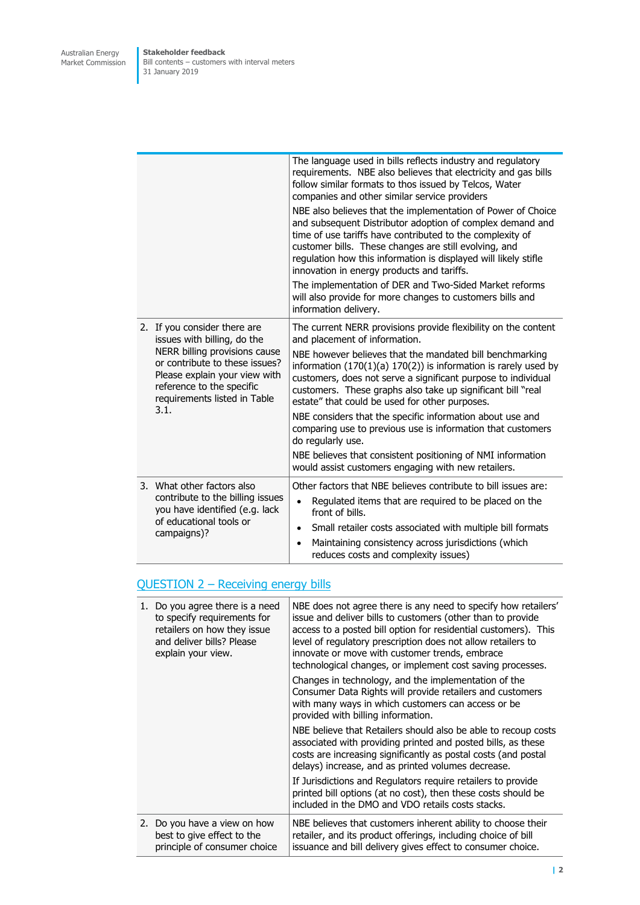| | |
|---|---|
| | The language used in bills reflects industry and regulatory requirements. NBE also believes that electricity and gas bills follow similar formats to thos issued by Telcos, Water companies and other similar service providers<br><br>NBE also believes that the implementation of Power of Choice and subsequent Distributor adoption of complex demand and time of use tariffs have contributed to the complexity of customer bills. These changes are still evolving, and regulation how this information is displayed will likely stifle innovation in energy products and tariffs.<br><br>The implementation of DER and Two-Sided Market reforms will also provide for more changes to customers bills and information delivery. |
| 2. If you consider there are issues with billing, do the NERR billing provisions cause or contribute to these issues? Please explain your view with reference to the specific requirements listed in Table 3.1. | The current NERR provisions provide flexibility on the content and placement of information.<br><br>NBE however believes that the mandated bill benchmarking information (170(1)(a) 170(2)) is information is rarely used by customers, does not serve a significant purpose to individual customers. These graphs also take up significant bill "real estate" that could be used for other purposes.<br><br>NBE considers that the specific information about use and comparing use to previous use is information that customers do regularly use.<br><br>NBE believes that consistent positioning of NMI information would assist customers engaging with new retailers. |
| 3. What other factors also contribute to the billing issues you have identified (e.g. lack of educational tools or campaigns)? | Other factors that NBE believes contribute to bill issues are:<br>• Regulated items that are required to be placed on the front of bills.<br>• Small retailer costs associated with multiple bill formats<br>• Maintaining consistency across jurisdictions (which reduces costs and complexity issues) |

## QUESTION 2 – Receiving energy bills

| | |
|---|---|
| 1. Do you agree there is a need to specify requirements for retailers on how they issue and deliver bills? Please explain your view. | NBE does not agree there is any need to specify how retailers' issue and deliver bills to customers (other than to provide access to a posted bill option for residential customers). This level of regulatory prescription does not allow retailers to innovate or move with customer trends, embrace technological changes, or implement cost saving processes.<br><br>Changes in technology, and the implementation of the Consumer Data Rights will provide retailers and customers with many ways in which customers can access or be provided with billing information.<br><br>NBE believe that Retailers should also be able to recoup costs associated with providing printed and posted bills, as these costs are increasing significantly as postal costs (and postal delays) increase, and as printed volumes decrease.<br><br>If Jurisdictions and Regulators require retailers to provide printed bill options (at no cost), then these costs should be included in the DMO and VDO retails costs stacks. |
| 2. Do you have a view on how best to give effect to the principle of consumer choice | NBE believes that customers inherent ability to choose their retailer, and its product offerings, including choice of bill issuance and bill delivery gives effect to consumer choice. |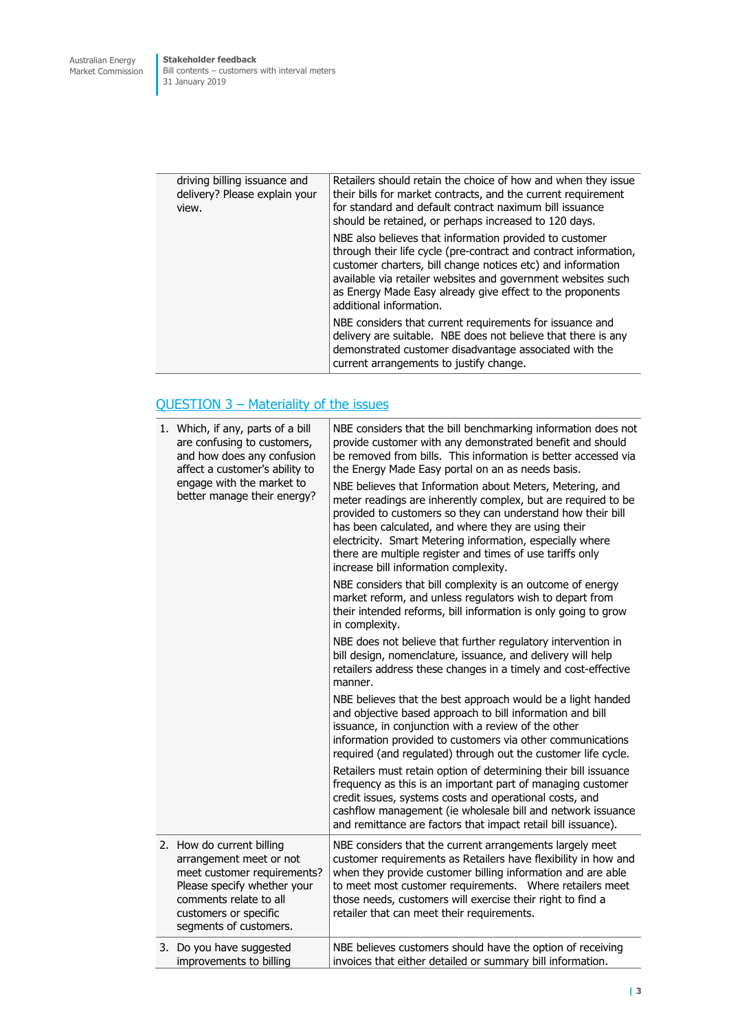| | |
|---|---|
| driving billing issuance and delivery? Please explain your view. | Retailers should retain the choice of how and when they issue their bills for market contracts, and the current requirement for standard and default contract naximum bill issuance should be retained, or perhaps increased to 120 days.<br><br>NBE also believes that information provided to customer through their life cycle (pre-contract and contract information, customer charters, bill change notices etc) and information available via retailer websites and government websites such as Energy Made Easy already give effect to the proponents additional information.<br><br>NBE considers that current requirements for issuance and delivery are suitable. NBE does not believe that there is any demonstrated customer disadvantage associated with the current arrangements to justify change. |

## QUESTION 3 – Materiality of the issues

| | |
|---|---|
| 1. Which, if any, parts of a bill are confusing to customers, and how does any confusion affect a customer's ability to engage with the market to better manage their energy? | NBE considers that the bill benchmarking information does not provide customer with any demonstrated benefit and should be removed from bills. This information is better accessed via the Energy Made Easy portal on an as needs basis.<br><br>NBE believes that Information about Meters, Metering, and meter readings are inherently complex, but are required to be provided to customers so they can understand how their bill has been calculated, and where they are using their electricity. Smart Metering information, especially where there are multiple register and times of use tariffs only increase bill information complexity.<br><br>NBE considers that bill complexity is an outcome of energy market reform, and unless regulators wish to depart from their intended reforms, bill information is only going to grow in complexity.<br><br>NBE does not believe that further regulatory intervention in bill design, nomenclature, issuance, and delivery will help retailers address these changes in a timely and cost-effective manner.<br><br>NBE believes that the best approach would be a light handed and objective based approach to bill information and bill issuance, in conjunction with a review of the other information provided to customers via other communications required (and regulated) through out the customer life cycle.<br><br>Retailers must retain option of determining their bill issuance frequency as this is an important part of managing customer credit issues, systems costs and operational costs, and cashflow management (ie wholesale bill and network issuance and remittance are factors that impact retail bill issuance). |
| 2. How do current billing arrangement meet or not meet customer requirements? Please specify whether your comments relate to all customers or specific segments of customers. | NBE considers that the current arrangements largely meet customer requirements as Retailers have flexibility in how and when they provide customer billing information and are able to meet most customer requirements. Where retailers meet those needs, customers will exercise their right to find a retailer that can meet their requirements. |
| 3. Do you have suggested improvements to billing | NBE believes customers should have the option of receiving invoices that either detailed or summary bill information. |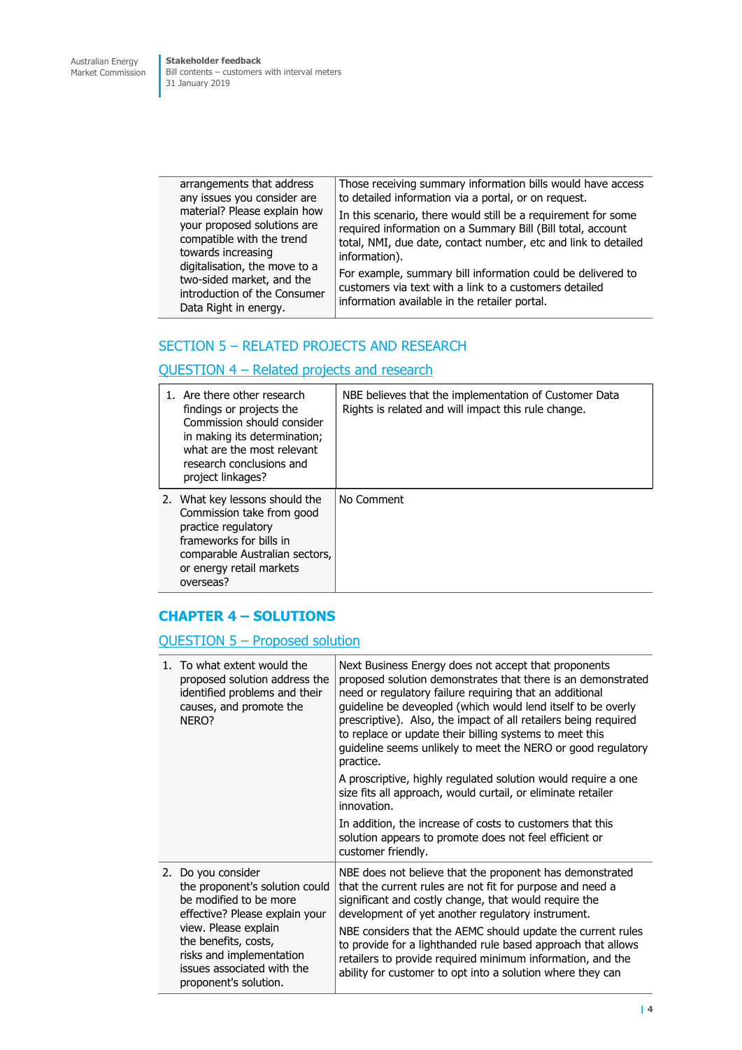| | |
|---|---|
| arrangements that address any issues you consider are material? Please explain how your proposed solutions are compatible with the trend towards increasing digitalisation, the move to a two-sided market, and the introduction of the Consumer Data Right in energy. | Those receiving summary information bills would have access to detailed information via a portal, or on request.<br><br>In this scenario, there would still be a requirement for some required information on a Summary Bill (Bill total, account total, NMI, due date, contact number, etc and link to detailed information).<br><br>For example, summary bill information could be delivered to customers via text with a link to a customers detailed information available in the retailer portal. |

## SECTION 5 – RELATED PROJECTS AND RESEARCH

### QUESTION 4 – Related projects and research

| | |
|---|---|
| 1. Are there other research findings or projects the Commission should consider in making its determination; what are the most relevant research conclusions and project linkages? | NBE believes that the implementation of Customer Data Rights is related and will impact this rule change. |
| 2. What key lessons should the Commission take from good practice regulatory frameworks for bills in comparable Australian sectors, or energy retail markets overseas? | No Comment |

## CHAPTER 4 – SOLUTIONS

### QUESTION 5 – Proposed solution

| | |
|---|---|
| 1. To what extent would the proposed solution address the identified problems and their causes, and promote the NERO? | Next Business Energy does not accept that proponents proposed solution demonstrates that there is an demonstrated need or regulatory failure requiring that an additional guideline be deveopled (which would lend itself to be overly prescriptive). Also, the impact of all retailers being required to replace or update their billing systems to meet this guideline seems unlikely to meet the NERO or good regulatory practice.<br><br>A proscriptive, highly regulated solution would require a one size fits all approach, would curtail, or eliminate retailer innovation.<br><br>In addition, the increase of costs to customers that this solution appears to promote does not feel efficient or customer friendly. |
| 2. Do you consider the proponent's solution could be modified to be more effective? Please explain your view. Please explain the benefits, costs, risks and implementation issues associated with the proponent's solution. | NBE does not believe that the proponent has demonstrated that the current rules are not fit for purpose and need a significant and costly change, that would require the development of yet another regulatory instrument.<br><br>NBE considers that the AEMC should update the current rules to provide for a lighthanded rule based approach that allows retailers to provide required minimum information, and the ability for customer to opt into a solution where they can |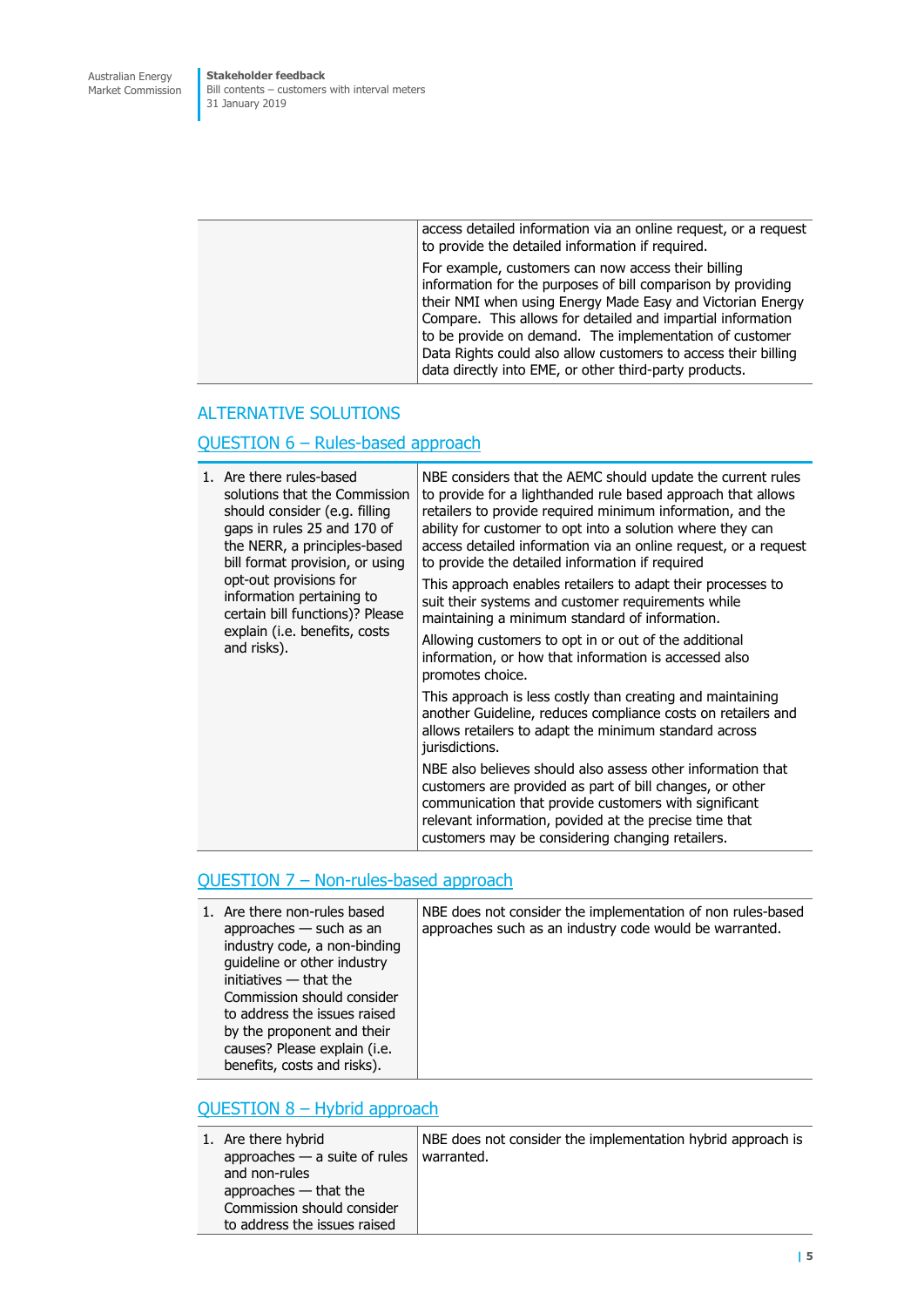| | |
|---|---|
| | access detailed information via an online request, or a request to provide the detailed information if required.<br><br>For example, customers can now access their billing information for the purposes of bill comparison by providing their NMI when using Energy Made Easy and Victorian Energy Compare. This allows for detailed and impartial information to be provide on demand. The implementation of customer Data Rights could also allow customers to access their billing data directly into EME, or other third-party products. |

## ALTERNATIVE SOLUTIONS

### QUESTION 6 – Rules-based approach

| | |
|---|---|
| 1. Are there rules-based solutions that the Commission should consider (e.g. filling gaps in rules 25 and 170 of the NERR, a principles-based bill format provision, or using opt-out provisions for information pertaining to certain bill functions)? Please explain (i.e. benefits, costs and risks). | NBE considers that the AEMC should update the current rules to provide for a lighthanded rule based approach that allows retailers to provide required minimum information, and the ability for customer to opt into a solution where they can access detailed information via an online request, or a request to provide the detailed information if required<br><br>This approach enables retailers to adapt their processes to suit their systems and customer requirements while maintaining a minimum standard of information.<br><br>Allowing customers to opt in or out of the additional information, or how that information is accessed also promotes choice.<br><br>This approach is less costly than creating and maintaining another Guideline, reduces compliance costs on retailers and allows retailers to adapt the minimum standard across jurisdictions.<br><br>NBE also believes should also assess other information that customers are provided as part of bill changes, or other communication that provide customers with significant relevant information, povided at the precise time that customers may be considering changing retailers. |

### QUESTION 7 – Non-rules-based approach

| | |
|---|---|
| 1. Are there non-rules based approaches — such as an industry code, a non-binding guideline or other industry initiatives — that the Commission should consider to address the issues raised by the proponent and their causes? Please explain (i.e. benefits, costs and risks). | NBE does not consider the implementation of non rules-based approaches such as an industry code would be warranted. |

### QUESTION 8 – Hybrid approach

| | |
|---|---|
| 1. Are there hybrid approaches — a suite of rules and non-rules approaches — that the Commission should consider to address the issues raised | NBE does not consider the implementation hybrid approach is warranted. |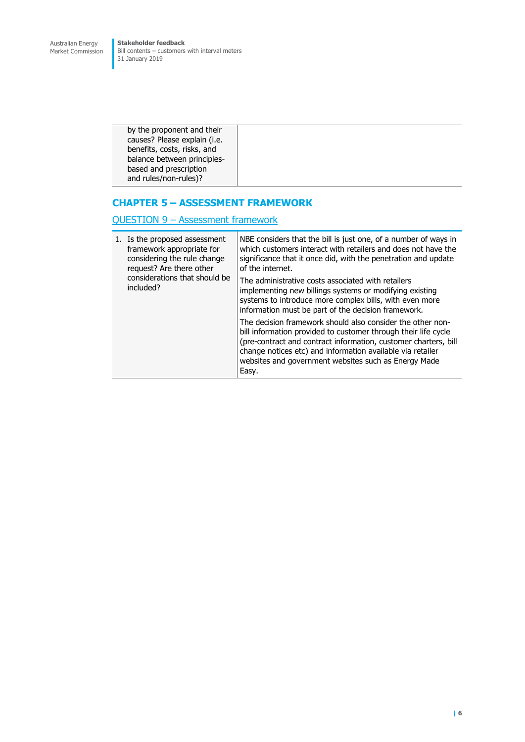| | |
|---|---|
| by the proponent and their causes? Please explain (i.e. benefits, costs, risks, and balance between principles-based and prescription and rules/non-rules)? | |

## CHAPTER 5 – ASSESSMENT FRAMEWORK

### QUESTION 9 – Assessment framework

| | |
|---|---|
| 1. Is the proposed assessment framework appropriate for considering the rule change request? Are there other considerations that should be included? | NBE considers that the bill is just one, of a number of ways in which customers interact with retailers and does not have the significance that it once did, with the penetration and update of the internet.<br><br>The administrative costs associated with retailers implementing new billings systems or modifying existing systems to introduce more complex bills, with even more information must be part of the decision framework.<br><br>The decision framework should also consider the other non-bill information provided to customer through their life cycle (pre-contract and contract information, customer charters, bill change notices etc) and information available via retailer websites and government websites such as Energy Made Easy. |